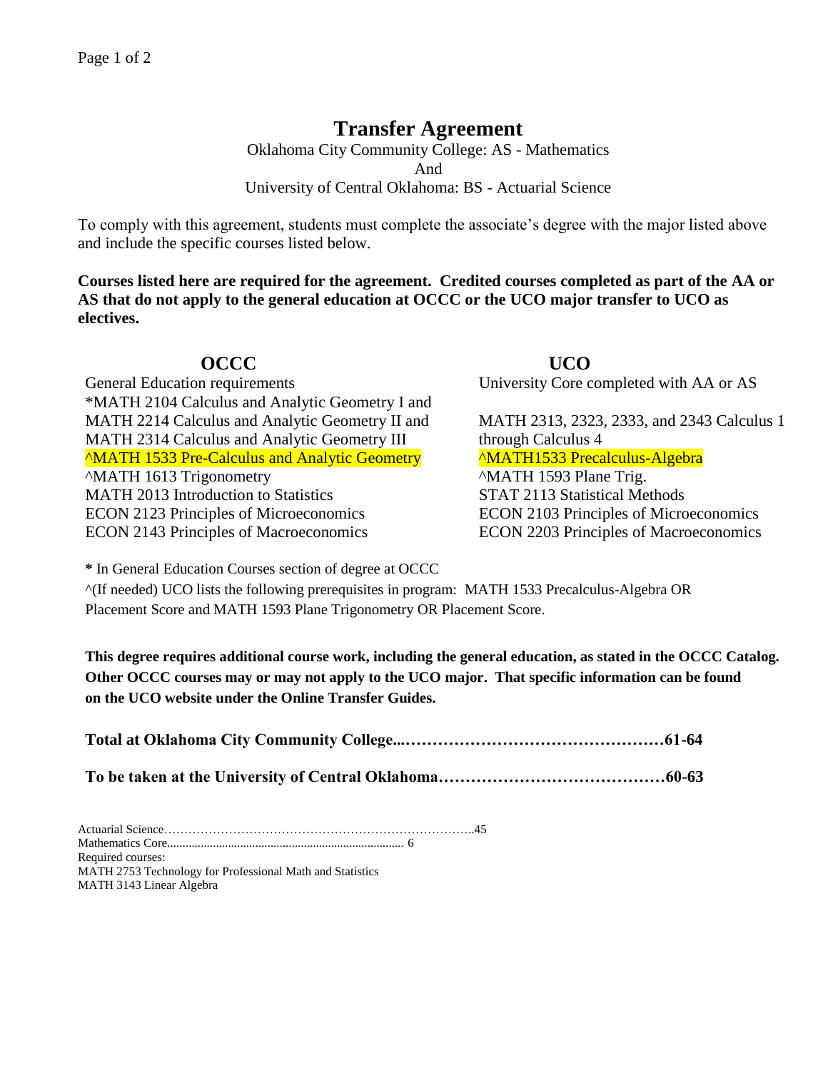# Transfer Agreement

Oklahoma City Community College: AS - Mathematics
And
University of Central Oklahoma: BS - Actuarial Science

To comply with this agreement, students must complete the associate's degree with the major listed above and include the specific courses listed below.

**Courses listed here are required for the agreement. Credited courses completed as part of the AA or AS that do not apply to the general education at OCCC or the UCO major transfer to UCO as electives.**

| OCCC | UCO |
|---|---|
| General Education requirements | University Core completed with AA or AS |
| *MATH 2104 Calculus and Analytic Geometry I and MATH 2214 Calculus and Analytic Geometry II and MATH 2314 Calculus and Analytic Geometry III | MATH 2313, 2323, 2333, and 2343 Calculus 1 through Calculus 4 |
| ^MATH 1533 Pre-Calculus and Analytic Geometry | ^MATH1533 Precalculus-Algebra |
| ^MATH 1613 Trigonometry | ^MATH 1593 Plane Trig. |
| MATH 2013 Introduction to Statistics | STAT 2113 Statistical Methods |
| ECON 2123 Principles of Microeconomics | ECON 2103 Principles of Microeconomics |
| ECON 2143 Principles of Macroeconomics | ECON 2203 Principles of Macroeconomics |

**\*** In General Education Courses section of degree at OCCC

^(If needed) UCO lists the following prerequisites in program: MATH 1533 Precalculus-Algebra OR Placement Score and MATH 1593 Plane Trigonometry OR Placement Score.

**This degree requires additional course work, including the general education, as stated in the OCCC Catalog. Other OCCC courses may or may not apply to the UCO major. That specific information can be found on the UCO website under the Online Transfer Guides.**

**Total at Oklahoma City Community College...…………………………………………61-64**

**To be taken at the University of Central Oklahoma……………………………………60-63**

Actuarial Science…………………………………………………………………..45
Mathematics Core............................................................................ 6
Required courses:
MATH 2753 Technology for Professional Math and Statistics
MATH 3143 Linear Algebra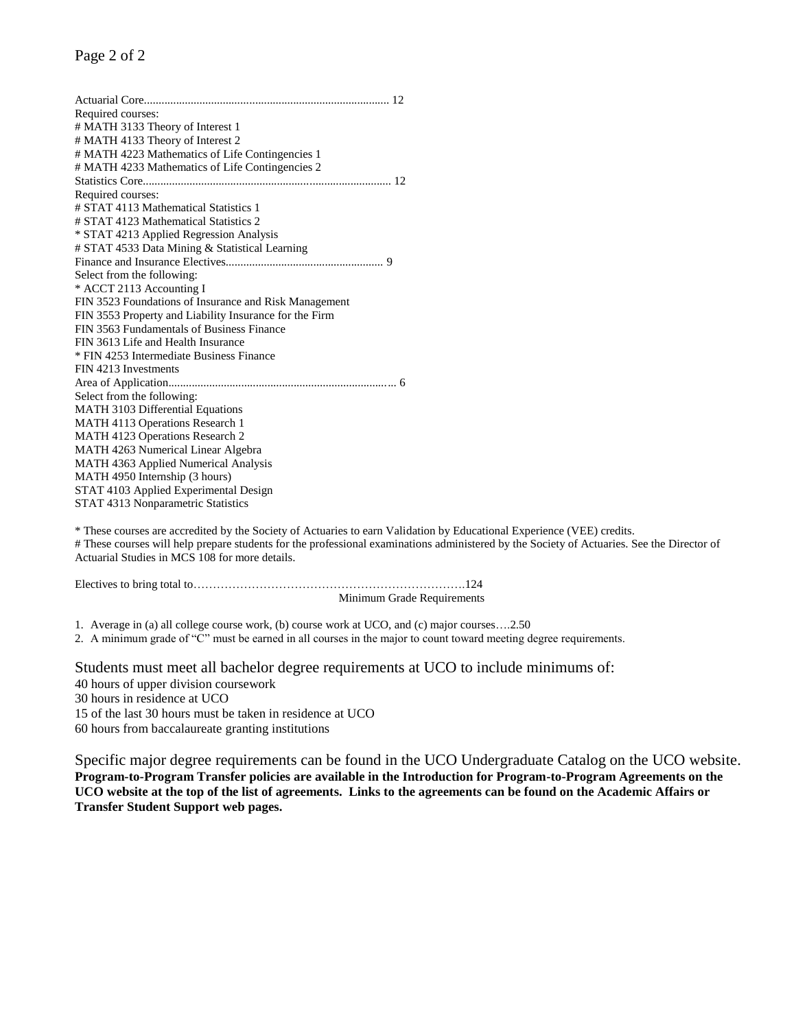Actuarial Core................................................................................... 12

Required courses:

# MATH 3133 Theory of Interest 1
# MATH 4133 Theory of Interest 2
# MATH 4223 Mathematics of Life Contingencies 1
# MATH 4233 Mathematics of Life Contingencies 2

Statistics Core.................................................................................... 12

Required courses:

# STAT 4113 Mathematical Statistics 1
# STAT 4123 Mathematical Statistics 2
* STAT 4213 Applied Regression Analysis
# STAT 4533 Data Mining & Statistical Learning

Finance and Insurance Electives...................................................... 9

Select from the following:

* ACCT 2113 Accounting I
FIN 3523 Foundations of Insurance and Risk Management
FIN 3553 Property and Liability Insurance for the Firm
FIN 3563 Fundamentals of Business Finance
FIN 3613 Life and Health Insurance
* FIN 4253 Intermediate Business Finance
FIN 4213 Investments

Area of Application............................................................................. 6

Select from the following:

MATH 3103 Differential Equations
MATH 4113 Operations Research 1
MATH 4123 Operations Research 2
MATH 4263 Numerical Linear Algebra
MATH 4363 Applied Numerical Analysis
MATH 4950 Internship (3 hours)
STAT 4103 Applied Experimental Design
STAT 4313 Nonparametric Statistics

* These courses are accredited by the Society of Actuaries to earn Validation by Educational Experience (VEE) credits.
# These courses will help prepare students for the professional examinations administered by the Society of Actuaries. See the Director of Actuarial Studies in MCS 108 for more details.

Electives to bring total to……………………………………………………………….124

Minimum Grade Requirements

1. Average in (a) all college course work, (b) course work at UCO, and (c) major courses….2.50
2. A minimum grade of "C" must be earned in all courses in the major to count toward meeting degree requirements.

Students must meet all bachelor degree requirements at UCO to include minimums of:

40 hours of upper division coursework
30 hours in residence at UCO
15 of the last 30 hours must be taken in residence at UCO
60 hours from baccalaureate granting institutions

Specific major degree requirements can be found in the UCO Undergraduate Catalog on the UCO website.
**Program-to-Program Transfer policies are available in the Introduction for Program-to-Program Agreements on the UCO website at the top of the list of agreements. Links to the agreements can be found on the Academic Affairs or Transfer Student Support web pages.**